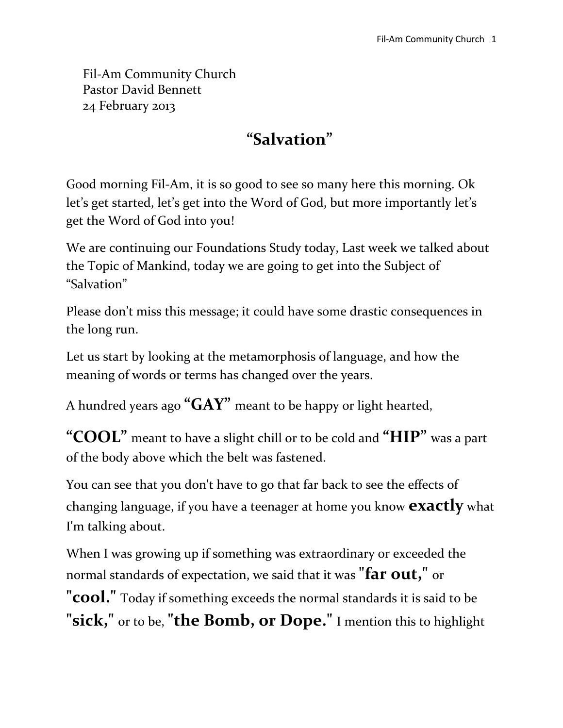Fil-Am Community Church
Pastor David Bennett
24 February 2013

# "Salvation"

Good morning Fil-Am, it is so good to see so many here this morning. Ok let's get started, let's get into the Word of God, but more importantly let's get the Word of God into you!

We are continuing our Foundations Study today, Last week we talked about the Topic of Mankind, today we are going to get into the Subject of "Salvation"

Please don't miss this message; it could have some drastic consequences in the long run.

Let us start by looking at the metamorphosis of language, and how the meaning of words or terms has changed over the years.

A hundred years ago **"GAY"** meant to be happy or light hearted,

**"COOL"** meant to have a slight chill or to be cold and **"HIP"** was a part of the body above which the belt was fastened.

You can see that you don't have to go that far back to see the effects of changing language, if you have a teenager at home you know **exactly** what I'm talking about.

When I was growing up if something was extraordinary or exceeded the normal standards of expectation, we said that it was **"far out,"** or **"cool."** Today if something exceeds the normal standards it is said to be **"sick,"** or to be, **"the Bomb, or Dope."** I mention this to highlight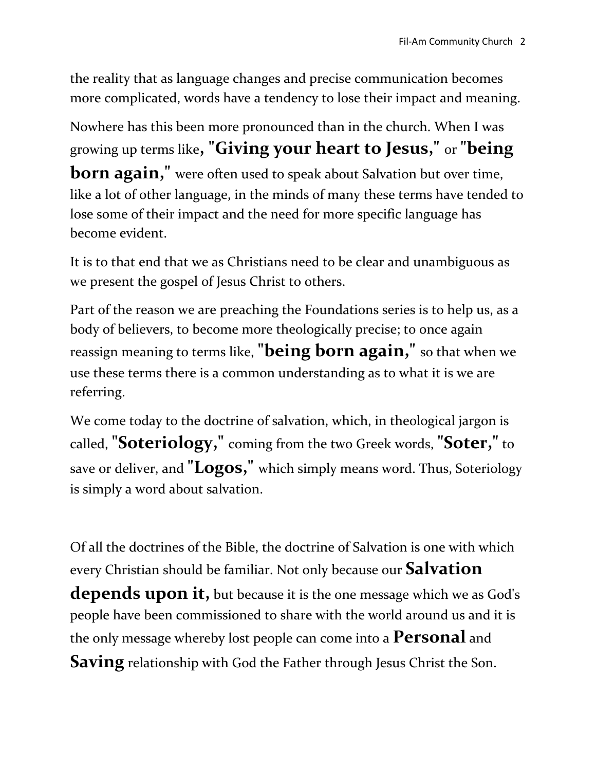the reality that as language changes and precise communication becomes more complicated, words have a tendency to lose their impact and meaning.

Nowhere has this been more pronounced than in the church. When I was growing up terms like**, "Giving your heart to Jesus,"** or **"being born again,"** were often used to speak about Salvation but over time, like a lot of other language, in the minds of many these terms have tended to lose some of their impact and the need for more specific language has become evident.

It is to that end that we as Christians need to be clear and unambiguous as we present the gospel of Jesus Christ to others.

Part of the reason we are preaching the Foundations series is to help us, as a body of believers, to become more theologically precise; to once again reassign meaning to terms like, **"being born again,"** so that when we use these terms there is a common understanding as to what it is we are referring.

We come today to the doctrine of salvation, which, in theological jargon is called, **"Soteriology,"** coming from the two Greek words, **"Soter,"** to save or deliver, and **"Logos,"** which simply means word. Thus, Soteriology is simply a word about salvation.

Of all the doctrines of the Bible, the doctrine of Salvation is one with which every Christian should be familiar. Not only because our **Salvation depends upon it,** but because it is the one message which we as God's people have been commissioned to share with the world around us and it is the only message whereby lost people can come into a **Personal** and **Saving** relationship with God the Father through Jesus Christ the Son.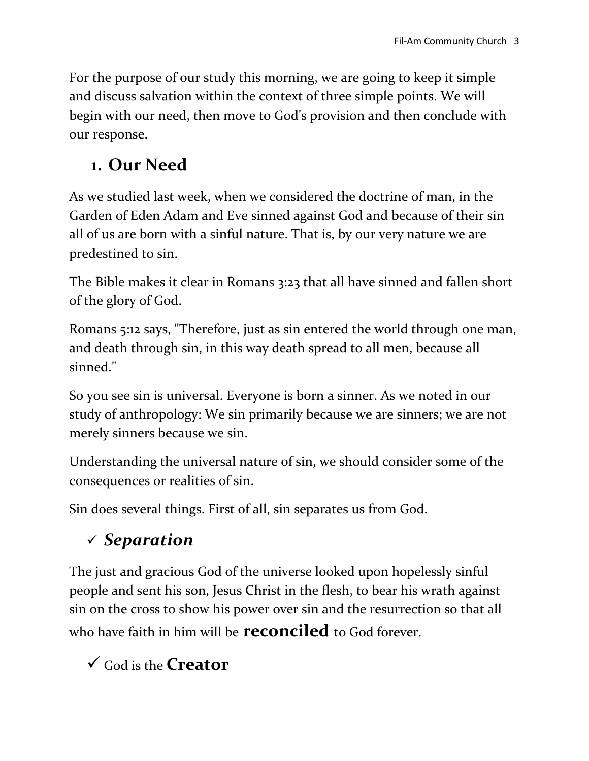For the purpose of our study this morning, we are going to keep it simple and discuss salvation within the context of three simple points. We will begin with our need, then move to God's provision and then conclude with our response.

## 1. Our Need

As we studied last week, when we considered the doctrine of man, in the Garden of Eden Adam and Eve sinned against God and because of their sin all of us are born with a sinful nature. That is, by our very nature we are predestined to sin.

The Bible makes it clear in Romans 3:23 that all have sinned and fallen short of the glory of God.

Romans 5:12 says, "Therefore, just as sin entered the world through one man, and death through sin, in this way death spread to all men, because all sinned."

So you see sin is universal. Everyone is born a sinner. As we noted in our study of anthropology: We sin primarily because we are sinners; we are not merely sinners because we sin.

Understanding the universal nature of sin, we should consider some of the consequences or realities of sin.

Sin does several things. First of all, sin separates us from God.

### ✓ *Separation*

The just and gracious God of the universe looked upon hopelessly sinful people and sent his son, Jesus Christ in the flesh, to bear his wrath against sin on the cross to show his power over sin and the resurrection so that all who have faith in him will be **reconciled** to God forever.

✓ God is the **Creator**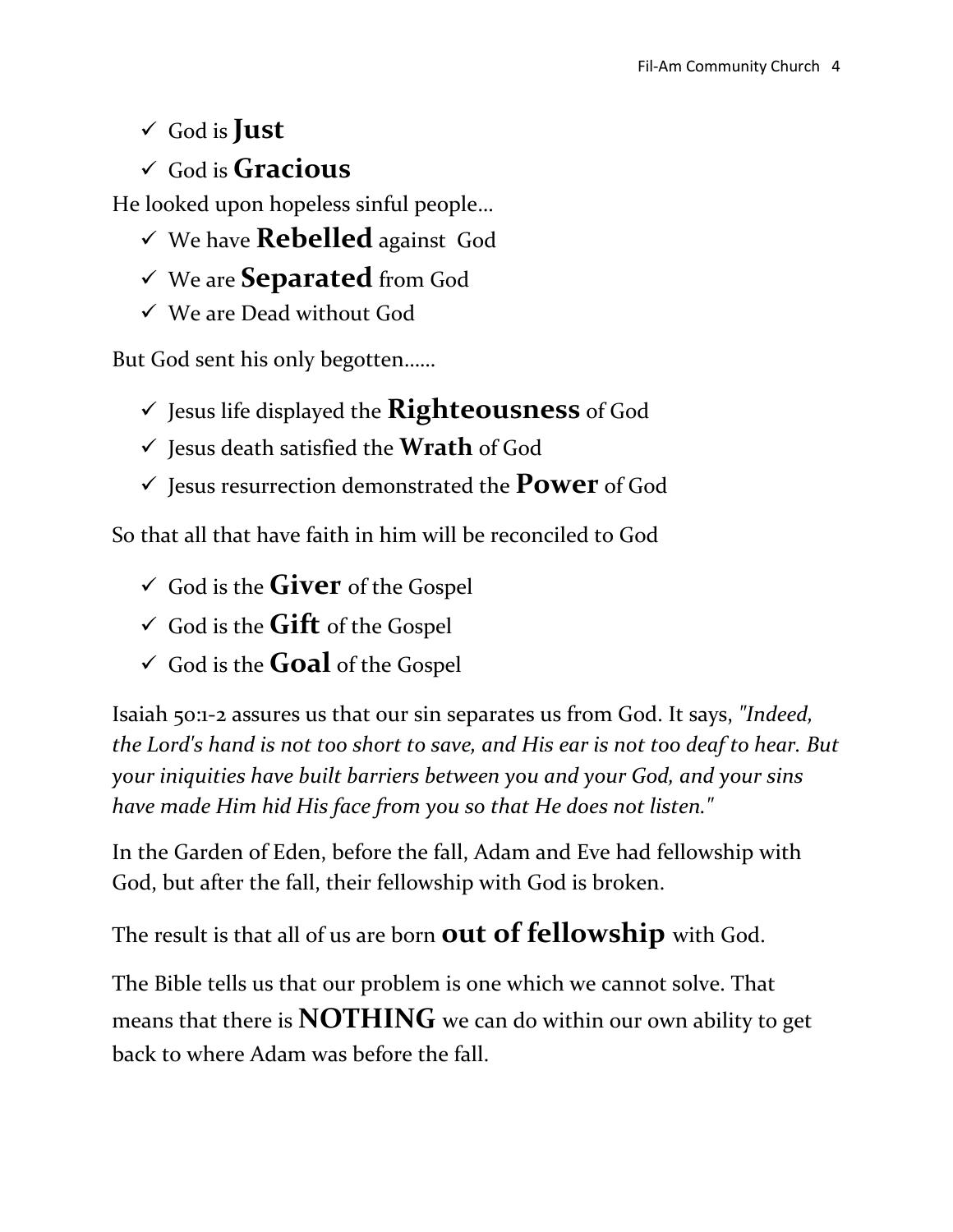- ✓ God is **Just**
- ✓ God is **Gracious**

He looked upon hopeless sinful people…

- ✓ We have **Rebelled** against God
- ✓ We are **Separated** from God
- ✓ We are Dead without God

But God sent his only begotten……

- ✓ Jesus life displayed the **Righteousness** of God
- ✓ Jesus death satisfied the **Wrath** of God
- ✓ Jesus resurrection demonstrated the **Power** of God

So that all that have faith in him will be reconciled to God

- ✓ God is the **Giver** of the Gospel
- ✓ God is the **Gift** of the Gospel
- ✓ God is the **Goal** of the Gospel

Isaiah 50:1-2 assures us that our sin separates us from God. It says, *"Indeed, the Lord's hand is not too short to save, and His ear is not too deaf to hear. But your iniquities have built barriers between you and your God, and your sins have made Him hid His face from you so that He does not listen."*

In the Garden of Eden, before the fall, Adam and Eve had fellowship with God, but after the fall, their fellowship with God is broken.

The result is that all of us are born **out of fellowship** with God.

The Bible tells us that our problem is one which we cannot solve. That means that there is **NOTHING** we can do within our own ability to get back to where Adam was before the fall.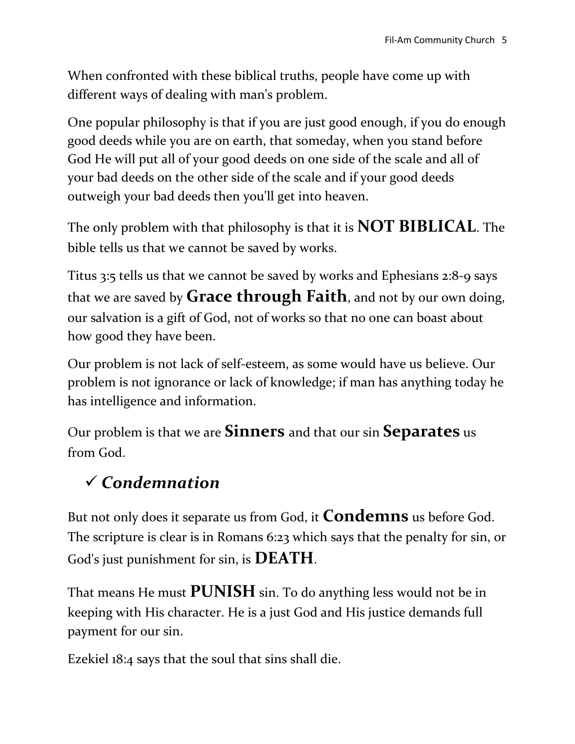When confronted with these biblical truths, people have come up with different ways of dealing with man's problem.

One popular philosophy is that if you are just good enough, if you do enough good deeds while you are on earth, that someday, when you stand before God He will put all of your good deeds on one side of the scale and all of your bad deeds on the other side of the scale and if your good deeds outweigh your bad deeds then you'll get into heaven.

The only problem with that philosophy is that it is **NOT BIBLICAL**. The bible tells us that we cannot be saved by works.

Titus 3:5 tells us that we cannot be saved by works and Ephesians 2:8-9 says that we are saved by **Grace through Faith**, and not by our own doing, our salvation is a gift of God, not of works so that no one can boast about how good they have been.

Our problem is not lack of self-esteem, as some would have us believe. Our problem is not ignorance or lack of knowledge; if man has anything today he has intelligence and information.

Our problem is that we are **Sinners** and that our sin **Separates** us from God.

## ✓ *Condemnation*

But not only does it separate us from God, it **Condemns** us before God. The scripture is clear is in Romans 6:23 which says that the penalty for sin, or God's just punishment for sin, is **DEATH**.

That means He must **PUNISH** sin. To do anything less would not be in keeping with His character. He is a just God and His justice demands full payment for our sin.

Ezekiel 18:4 says that the soul that sins shall die.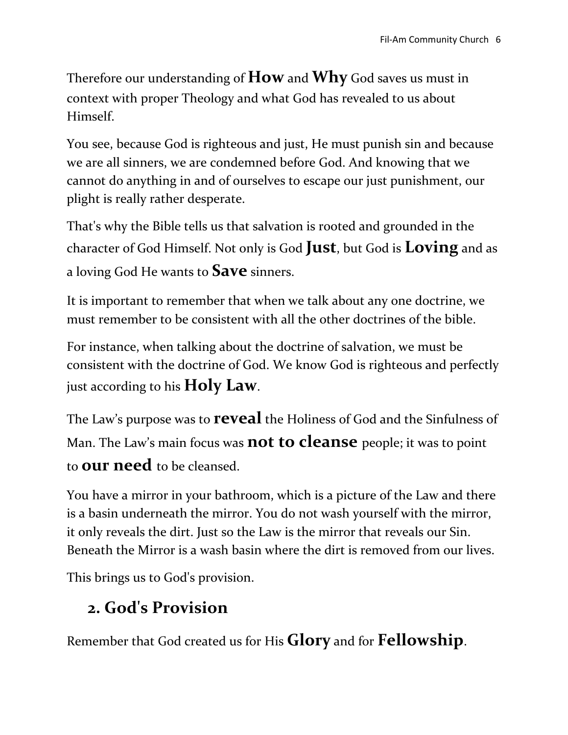Therefore our understanding of **How** and **Why** God saves us must in context with proper Theology and what God has revealed to us about Himself.

You see, because God is righteous and just, He must punish sin and because we are all sinners, we are condemned before God. And knowing that we cannot do anything in and of ourselves to escape our just punishment, our plight is really rather desperate.

That's why the Bible tells us that salvation is rooted and grounded in the character of God Himself. Not only is God **Just**, but God is **Loving** and as a loving God He wants to **Save** sinners.

It is important to remember that when we talk about any one doctrine, we must remember to be consistent with all the other doctrines of the bible.

For instance, when talking about the doctrine of salvation, we must be consistent with the doctrine of God. We know God is righteous and perfectly just according to his **Holy Law**.

The Law's purpose was to **reveal** the Holiness of God and the Sinfulness of Man. The Law's main focus was **not to cleanse** people; it was to point to **our need** to be cleansed.

You have a mirror in your bathroom, which is a picture of the Law and there is a basin underneath the mirror. You do not wash yourself with the mirror, it only reveals the dirt. Just so the Law is the mirror that reveals our Sin. Beneath the Mirror is a wash basin where the dirt is removed from our lives.

This brings us to God's provision.

## 2. God's Provision

Remember that God created us for His **Glory** and for **Fellowship**.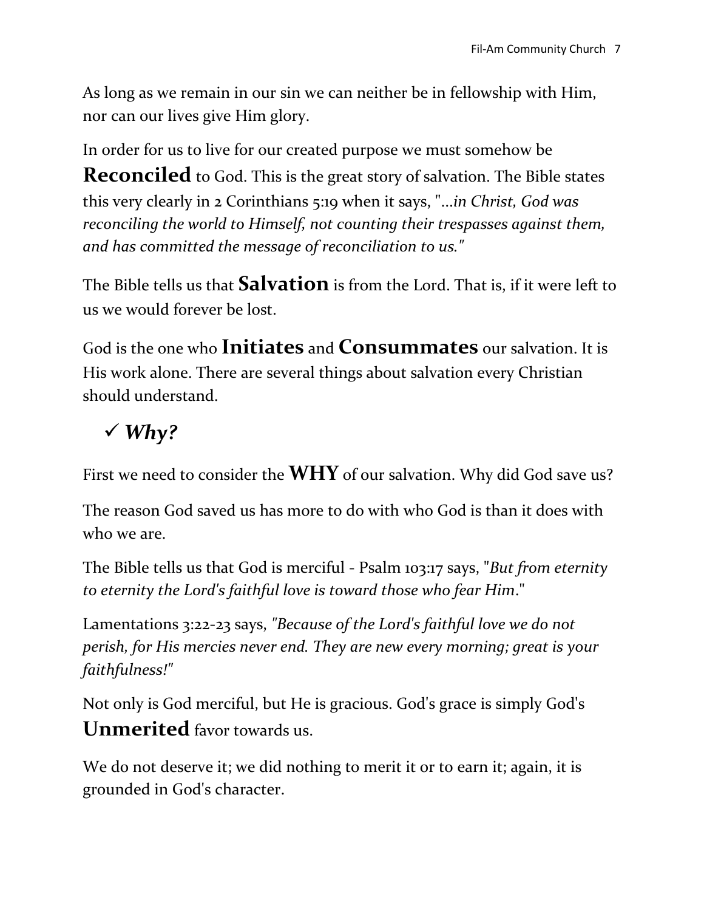As long as we remain in our sin we can neither be in fellowship with Him, nor can our lives give Him glory.

In order for us to live for our created purpose we must somehow be **Reconciled** to God. This is the great story of salvation. The Bible states this very clearly in 2 Corinthians 5:19 when it says, "*...in Christ, God was reconciling the world to Himself, not counting their trespasses against them, and has committed the message of reconciliation to us.*"

The Bible tells us that **Salvation** is from the Lord. That is, if it were left to us we would forever be lost.

God is the one who **Initiates** and **Consummates** our salvation. It is His work alone. There are several things about salvation every Christian should understand.

- ✓ ***Why?***

First we need to consider the **WHY** of our salvation. Why did God save us?

The reason God saved us has more to do with who God is than it does with who we are.

The Bible tells us that God is merciful - Psalm 103:17 says, "*But from eternity to eternity the Lord's faithful love is toward those who fear Him*."

Lamentations 3:22-23 says, *"Because of the Lord's faithful love we do not perish, for His mercies never end. They are new every morning; great is your faithfulness!"*

Not only is God merciful, but He is gracious. God's grace is simply God's **Unmerited** favor towards us.

We do not deserve it; we did nothing to merit it or to earn it; again, it is grounded in God's character.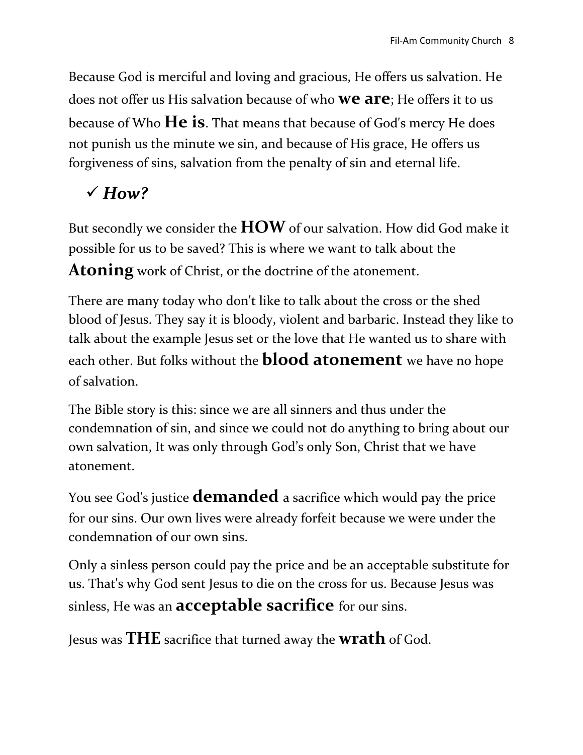Because God is merciful and loving and gracious, He offers us salvation. He does not offer us His salvation because of who **we are**; He offers it to us because of Who **He is**. That means that because of God's mercy He does not punish us the minute we sin, and because of His grace, He offers us forgiveness of sins, salvation from the penalty of sin and eternal life.

- ✓ ***How?***

But secondly we consider the **HOW** of our salvation. How did God make it possible for us to be saved? This is where we want to talk about the **Atoning** work of Christ, or the doctrine of the atonement.

There are many today who don't like to talk about the cross or the shed blood of Jesus. They say it is bloody, violent and barbaric. Instead they like to talk about the example Jesus set or the love that He wanted us to share with each other. But folks without the **blood atonement** we have no hope of salvation.

The Bible story is this: since we are all sinners and thus under the condemnation of sin, and since we could not do anything to bring about our own salvation, It was only through God's only Son, Christ that we have atonement.

You see God's justice **demanded** a sacrifice which would pay the price for our sins. Our own lives were already forfeit because we were under the condemnation of our own sins.

Only a sinless person could pay the price and be an acceptable substitute for us. That's why God sent Jesus to die on the cross for us. Because Jesus was sinless, He was an **acceptable sacrifice** for our sins.

Jesus was **THE** sacrifice that turned away the **wrath** of God.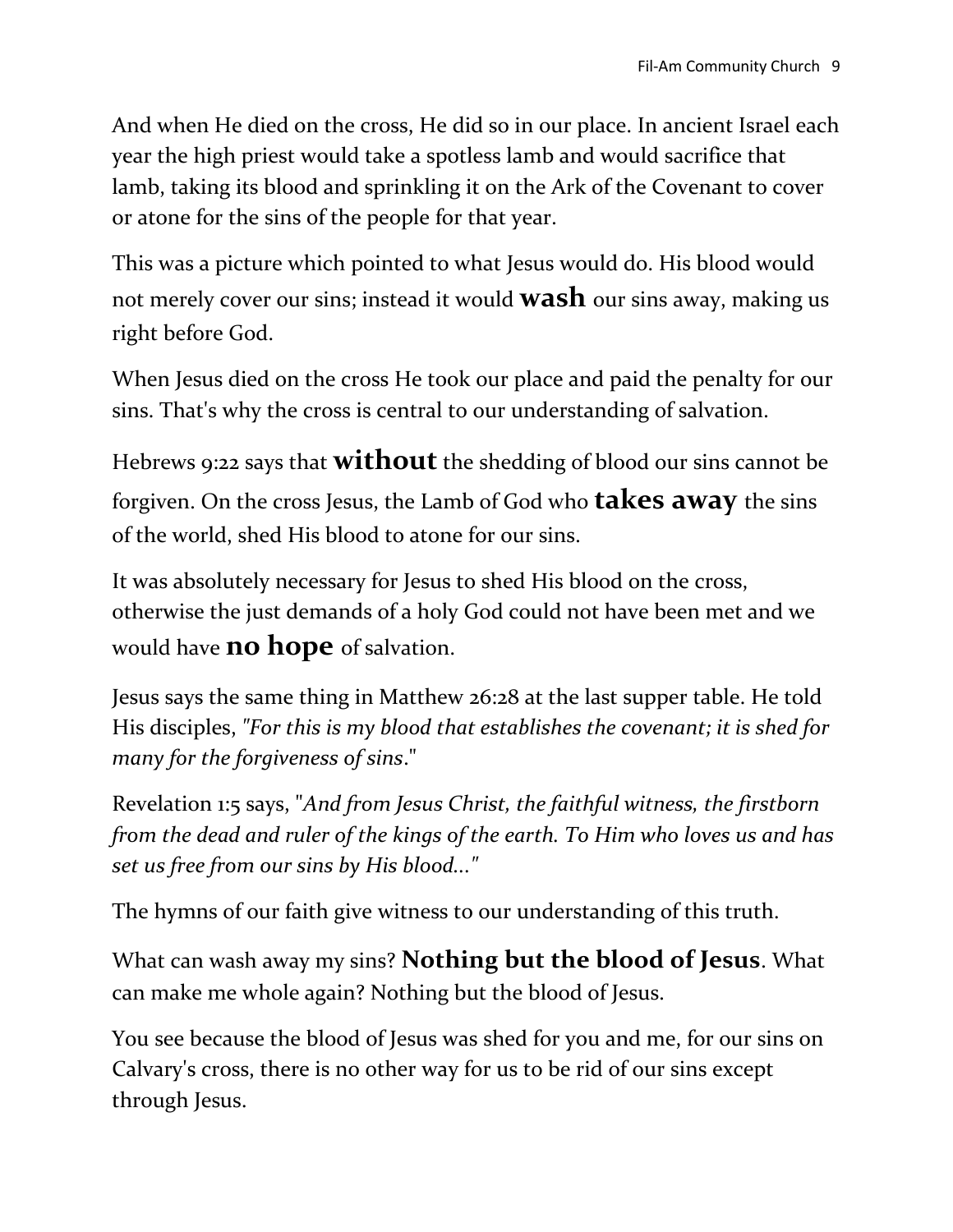And when He died on the cross, He did so in our place. In ancient Israel each year the high priest would take a spotless lamb and would sacrifice that lamb, taking its blood and sprinkling it on the Ark of the Covenant to cover or atone for the sins of the people for that year.

This was a picture which pointed to what Jesus would do. His blood would not merely cover our sins; instead it would **wash** our sins away, making us right before God.

When Jesus died on the cross He took our place and paid the penalty for our sins. That's why the cross is central to our understanding of salvation.

Hebrews 9:22 says that **without** the shedding of blood our sins cannot be forgiven. On the cross Jesus, the Lamb of God who **takes away** the sins of the world, shed His blood to atone for our sins.

It was absolutely necessary for Jesus to shed His blood on the cross, otherwise the just demands of a holy God could not have been met and we would have **no hope** of salvation.

Jesus says the same thing in Matthew 26:28 at the last supper table. He told His disciples, *"For this is my blood that establishes the covenant; it is shed for many for the forgiveness of sins*."

Revelation 1:5 says, "*And from Jesus Christ, the faithful witness, the firstborn from the dead and ruler of the kings of the earth. To Him who loves us and has set us free from our sins by His blood..."*

The hymns of our faith give witness to our understanding of this truth.

What can wash away my sins? **Nothing but the blood of Jesus**. What can make me whole again? Nothing but the blood of Jesus.

You see because the blood of Jesus was shed for you and me, for our sins on Calvary's cross, there is no other way for us to be rid of our sins except through Jesus.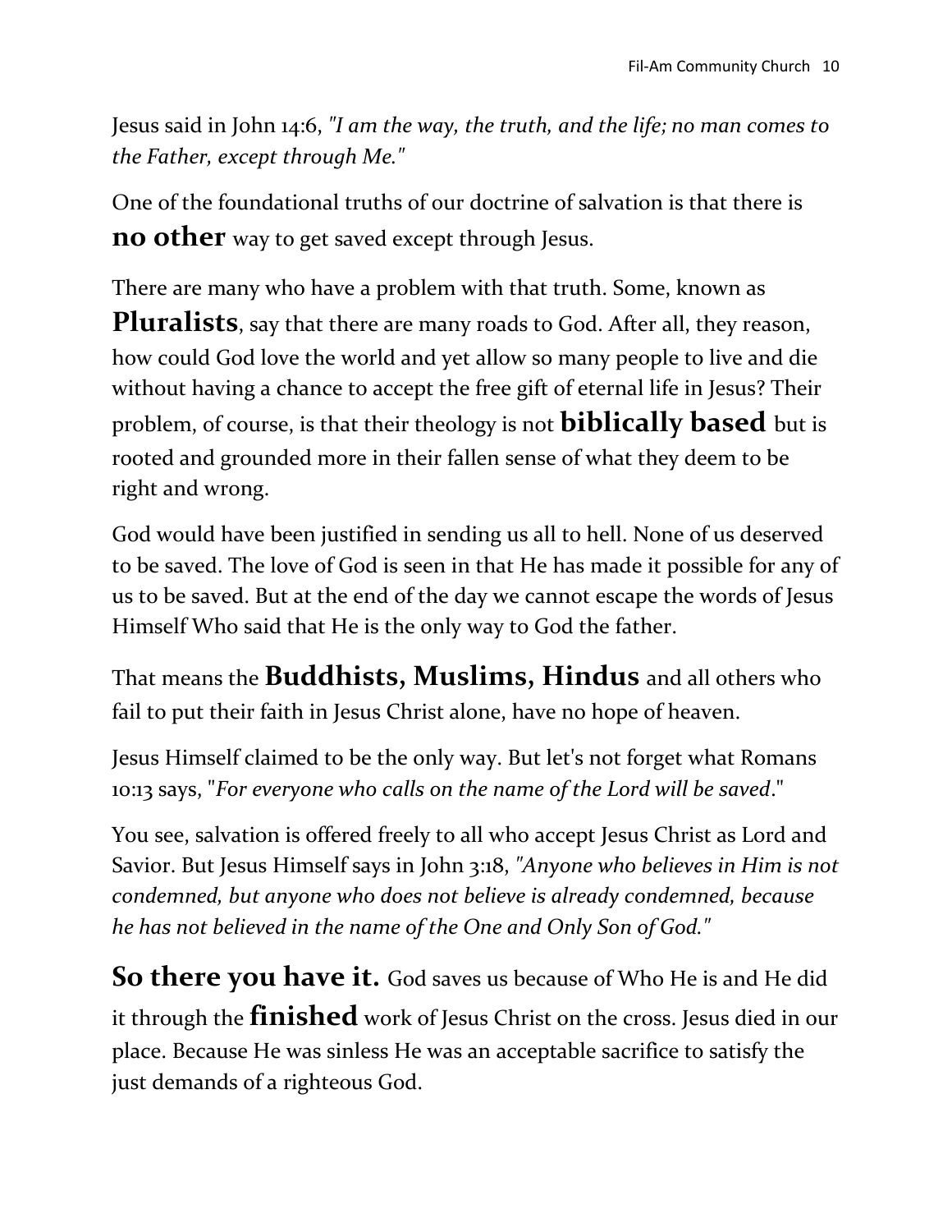Jesus said in John 14:6, *"I am the way, the truth, and the life; no man comes to the Father, except through Me."*

One of the foundational truths of our doctrine of salvation is that there is **no other** way to get saved except through Jesus.

There are many who have a problem with that truth. Some, known as **Pluralists**, say that there are many roads to God. After all, they reason, how could God love the world and yet allow so many people to live and die without having a chance to accept the free gift of eternal life in Jesus? Their problem, of course, is that their theology is not **biblically based** but is rooted and grounded more in their fallen sense of what they deem to be right and wrong.

God would have been justified in sending us all to hell. None of us deserved to be saved. The love of God is seen in that He has made it possible for any of us to be saved. But at the end of the day we cannot escape the words of Jesus Himself Who said that He is the only way to God the father.

That means the **Buddhists, Muslims, Hindus** and all others who fail to put their faith in Jesus Christ alone, have no hope of heaven.

Jesus Himself claimed to be the only way. But let's not forget what Romans 10:13 says, "*For everyone who calls on the name of the Lord will be saved*."

You see, salvation is offered freely to all who accept Jesus Christ as Lord and Savior. But Jesus Himself says in John 3:18, *"Anyone who believes in Him is not condemned, but anyone who does not believe is already condemned, because he has not believed in the name of the One and Only Son of God."*

**So there you have it.** God saves us because of Who He is and He did it through the **finished** work of Jesus Christ on the cross. Jesus died in our place. Because He was sinless He was an acceptable sacrifice to satisfy the just demands of a righteous God.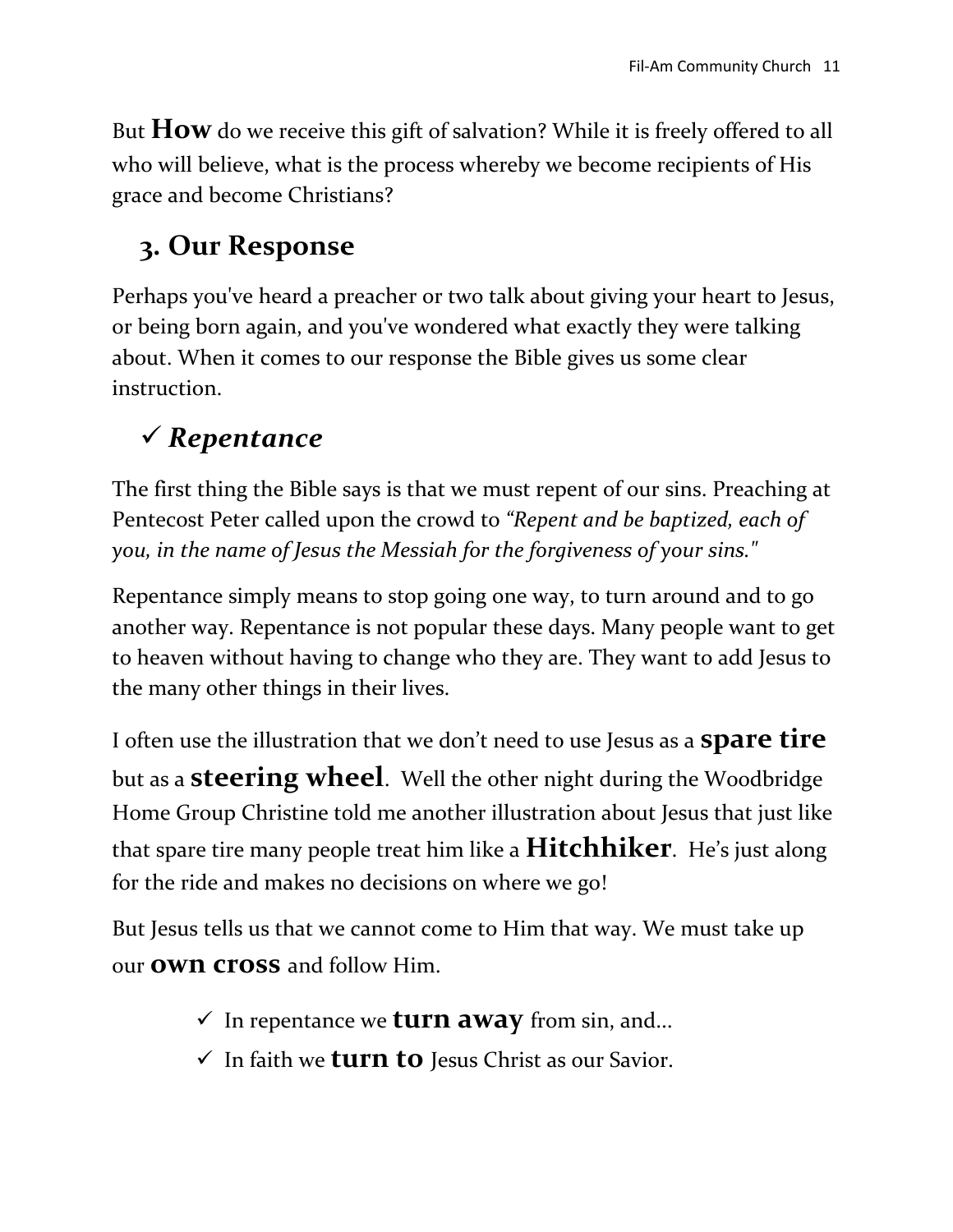But **How** do we receive this gift of salvation? While it is freely offered to all who will believe, what is the process whereby we become recipients of His grace and become Christians?

## 3. Our Response

Perhaps you've heard a preacher or two talk about giving your heart to Jesus, or being born again, and you've wondered what exactly they were talking about. When it comes to our response the Bible gives us some clear instruction.

## ✓ *Repentance*

The first thing the Bible says is that we must repent of our sins. Preaching at Pentecost Peter called upon the crowd to *"Repent and be baptized, each of you, in the name of Jesus the Messiah for the forgiveness of your sins."*

Repentance simply means to stop going one way, to turn around and to go another way. Repentance is not popular these days. Many people want to get to heaven without having to change who they are. They want to add Jesus to the many other things in their lives.

I often use the illustration that we don't need to use Jesus as a **spare tire** but as a **steering wheel**. Well the other night during the Woodbridge Home Group Christine told me another illustration about Jesus that just like that spare tire many people treat him like a **Hitchhiker**. He's just along for the ride and makes no decisions on where we go!

But Jesus tells us that we cannot come to Him that way. We must take up our **own cross** and follow Him.

- ✓ In repentance we **turn away** from sin, and...
- ✓ In faith we **turn to** Jesus Christ as our Savior.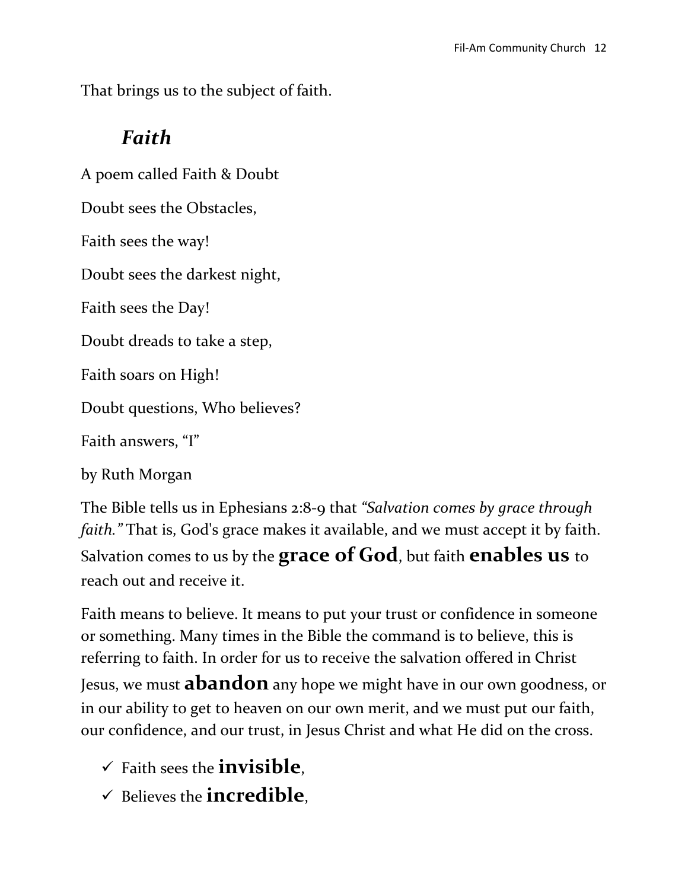That brings us to the subject of faith.

## *Faith*

A poem called Faith & Doubt

Doubt sees the Obstacles,

Faith sees the way!

Doubt sees the darkest night,

Faith sees the Day!

Doubt dreads to take a step,

Faith soars on High!

Doubt questions, Who believes?

Faith answers, "I"

by Ruth Morgan

The Bible tells us in Ephesians 2:8-9 that *"Salvation comes by grace through faith."* That is, God's grace makes it available, and we must accept it by faith. Salvation comes to us by the **grace of God**, but faith **enables us** to reach out and receive it.

Faith means to believe. It means to put your trust or confidence in someone or something. Many times in the Bible the command is to believe, this is referring to faith. In order for us to receive the salvation offered in Christ Jesus, we must **abandon** any hope we might have in our own goodness, or in our ability to get to heaven on our own merit, and we must put our faith, our confidence, and our trust, in Jesus Christ and what He did on the cross.

- ✓ Faith sees the **invisible**,
- ✓ Believes the **incredible**,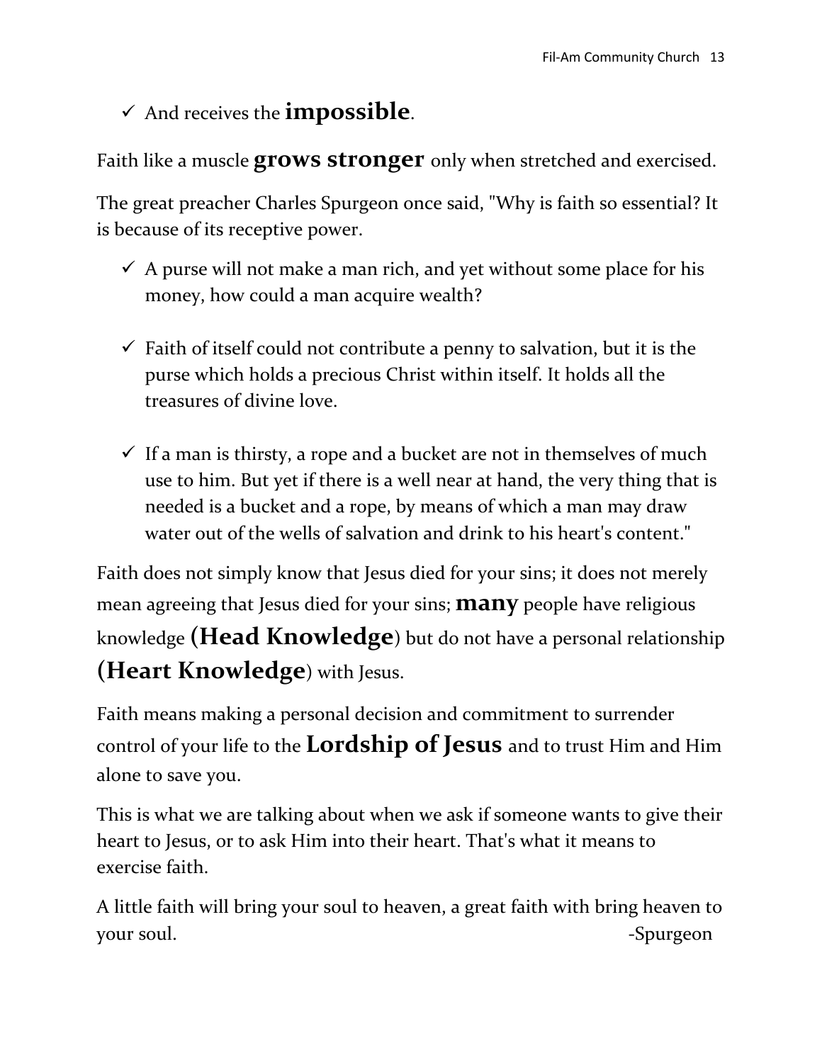- ✓ And receives the **impossible**.

Faith like a muscle **grows stronger** only when stretched and exercised.

The great preacher Charles Spurgeon once said, "Why is faith so essential? It is because of its receptive power.

- ✓ A purse will not make a man rich, and yet without some place for his money, how could a man acquire wealth?

- ✓ Faith of itself could not contribute a penny to salvation, but it is the purse which holds a precious Christ within itself. It holds all the treasures of divine love.

- ✓ If a man is thirsty, a rope and a bucket are not in themselves of much use to him. But yet if there is a well near at hand, the very thing that is needed is a bucket and a rope, by means of which a man may draw water out of the wells of salvation and drink to his heart's content."

Faith does not simply know that Jesus died for your sins; it does not merely mean agreeing that Jesus died for your sins; **many** people have religious knowledge **(Head Knowledge**) but do not have a personal relationship **(Heart Knowledge**) with Jesus.

Faith means making a personal decision and commitment to surrender control of your life to the **Lordship of Jesus** and to trust Him and Him alone to save you.

This is what we are talking about when we ask if someone wants to give their heart to Jesus, or to ask Him into their heart. That's what it means to exercise faith.

A little faith will bring your soul to heaven, a great faith with bring heaven to your soul. -Spurgeon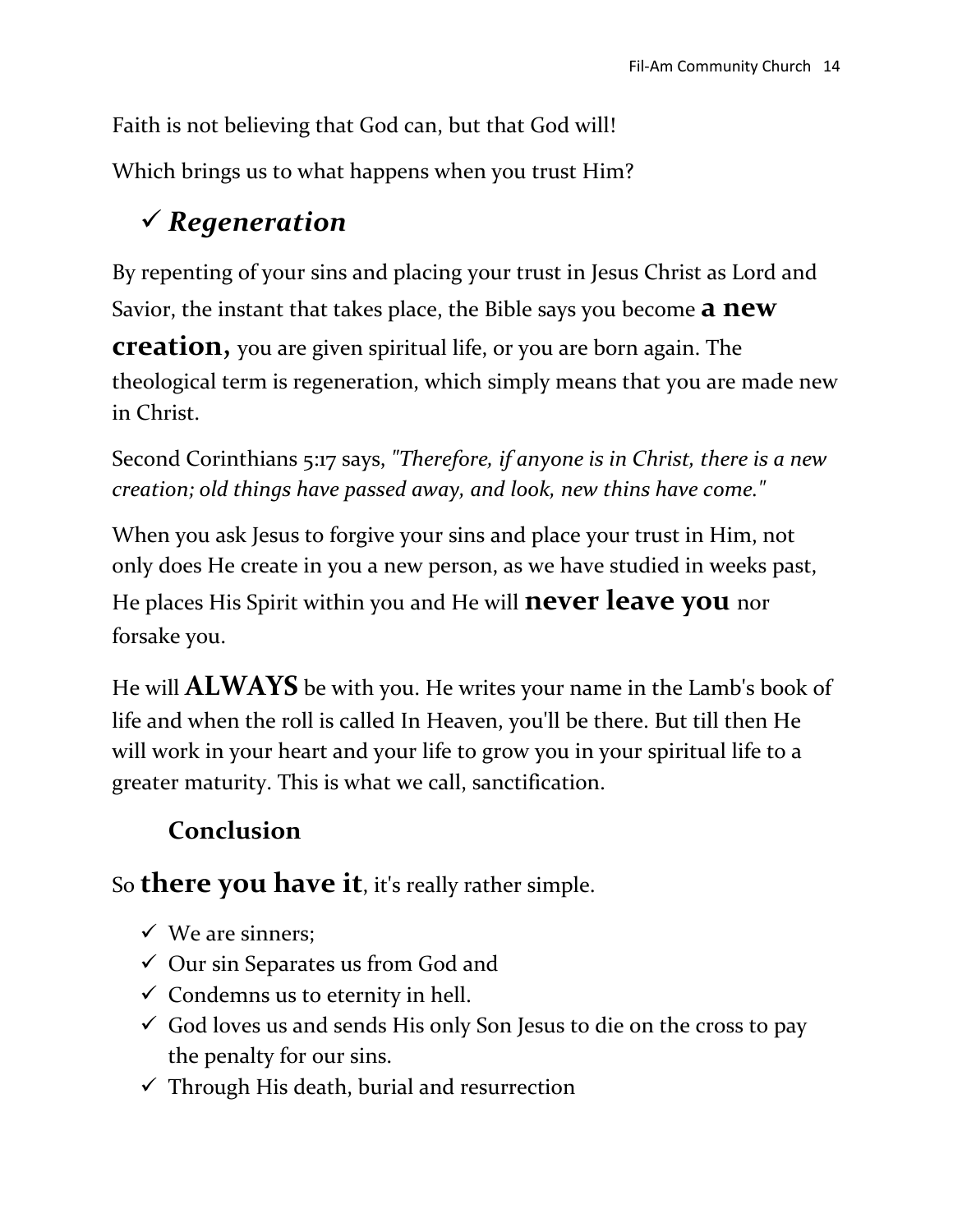Faith is not believing that God can, but that God will!

Which brings us to what happens when you trust Him?

### ✓ *Regeneration*

By repenting of your sins and placing your trust in Jesus Christ as Lord and Savior, the instant that takes place, the Bible says you become **a new creation,** you are given spiritual life, or you are born again. The theological term is regeneration, which simply means that you are made new in Christ.

Second Corinthians 5:17 says, *"Therefore, if anyone is in Christ, there is a new creation; old things have passed away, and look, new thins have come."*

When you ask Jesus to forgive your sins and place your trust in Him, not only does He create in you a new person, as we have studied in weeks past, He places His Spirit within you and He will **never leave you** nor forsake you.

He will **ALWAYS** be with you. He writes your name in the Lamb's book of life and when the roll is called In Heaven, you'll be there. But till then He will work in your heart and your life to grow you in your spiritual life to a greater maturity. This is what we call, sanctification.

### Conclusion

So **there you have it**, it's really rather simple.

- ✓ We are sinners;
- ✓ Our sin Separates us from God and
- ✓ Condemns us to eternity in hell.
- ✓ God loves us and sends His only Son Jesus to die on the cross to pay the penalty for our sins.
- ✓ Through His death, burial and resurrection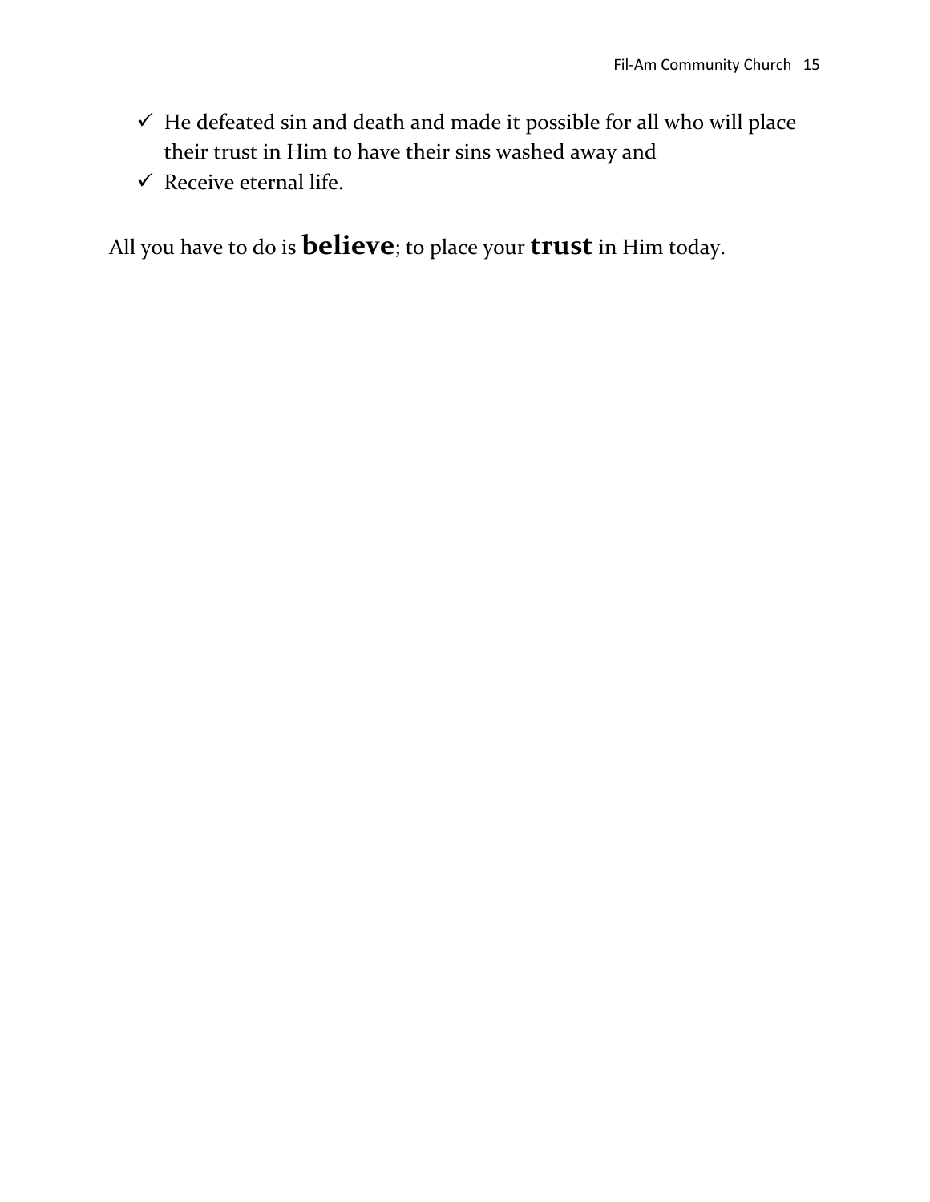- ✓ He defeated sin and death and made it possible for all who will place their trust in Him to have their sins washed away and
- ✓ Receive eternal life.

All you have to do is **believe**; to place your **trust** in Him today.